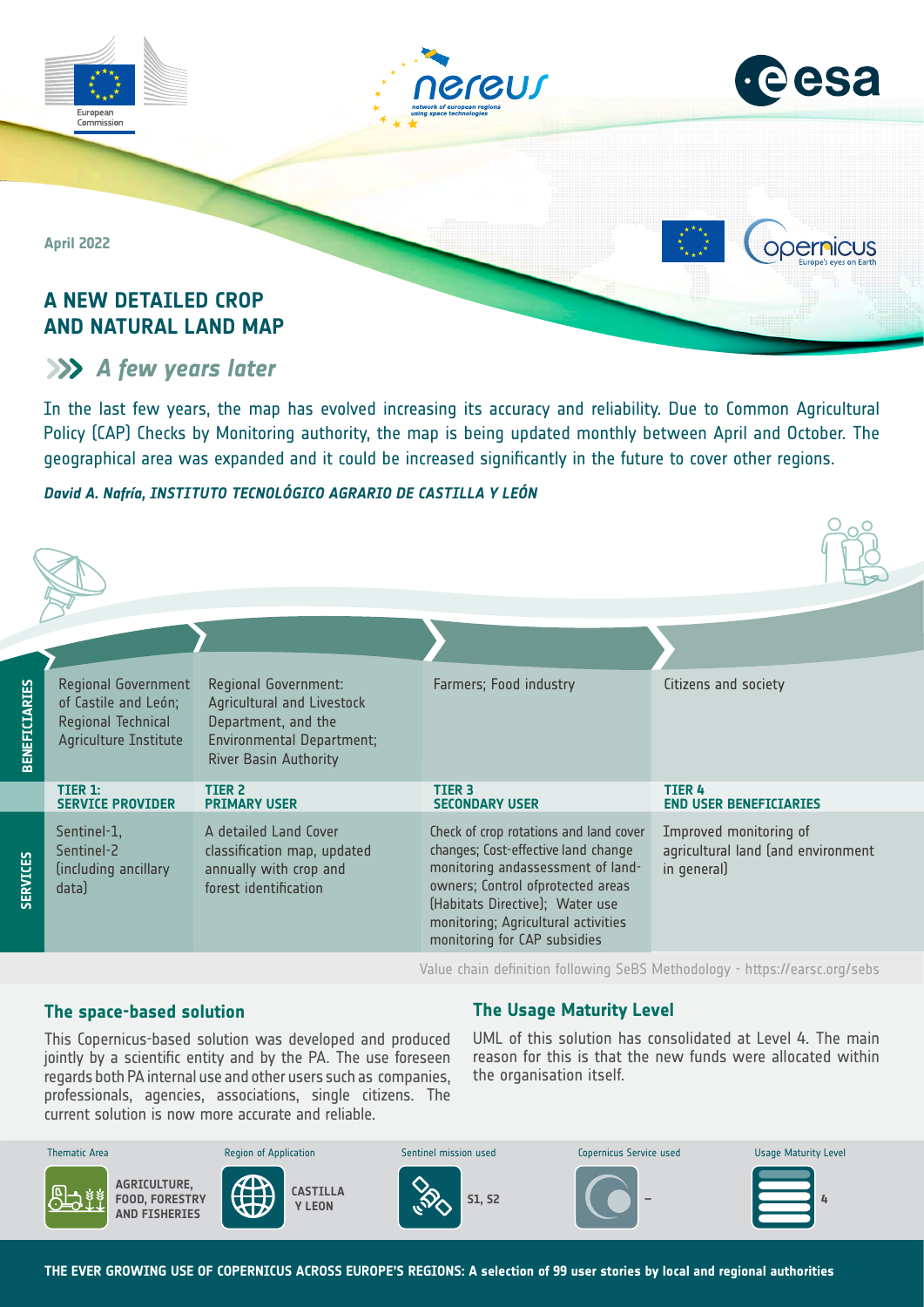April 2022

# A NEW DETAILED CROP AND NATURAL LAND MAP

## A few years later

In the last few years, the map has evolved increasing its accuracy and reliability. Due to Common Agricultural Policy (CAP) Checks by Monitoring authority, the map is being updated monthly between April and October. The geographical area was expanded and it could be increased significantly in the future to cover other regions.

***David A. Nafría, INSTITUTO TECNOLÓGICO AGRARIO DE CASTILLA Y LEÓN***

| | TIER 1: SERVICE PROVIDER | TIER 2 PRIMARY USER | TIER 3 SECONDARY USER | TIER 4 END USER BENEFICIARIES |
|---|---|---|---|---|
| **BENEFICIARIES** | Regional Government of Castile and León; Regional Technical Agriculture Institute | Regional Government: Agricultural and Livestock Department, and the Environmental Department; River Basin Authority | Farmers; Food industry | Citizens and society |
| **SERVICES** | Sentinel-1, Sentinel-2 (including ancillary data) | A detailed Land Cover classification map, updated annually with crop and forest identification | Check of crop rotations and land cover changes; Cost-effective land change monitoring andassessment of land-owners; Control ofprotected areas (Habitats Directive); Water use monitoring; Agricultural activities monitoring for CAP subsidies | Improved monitoring of agricultural land (and environment in general) |

Value chain definition following SeBS Methodology - https://earsc.org/sebs

### The space-based solution

This Copernicus-based solution was developed and produced jointly by a scientific entity and by the PA. The use foreseen regards both PA internal use and other users such as companies, professionals, agencies, associations, single citizens. The current solution is now more accurate and reliable.

### The Usage Maturity Level

UML of this solution has consolidated at Level 4. The main reason for this is that the new funds were allocated within the organisation itself.

| Thematic Area | Region of Application | Sentinel mission used | Copernicus Service used | Usage Maturity Level |
|---|---|---|---|---|
| AGRICULTURE, FOOD, FORESTRY AND FISHERIES | CASTILLA Y LEON | S1, S2 | – | 4 |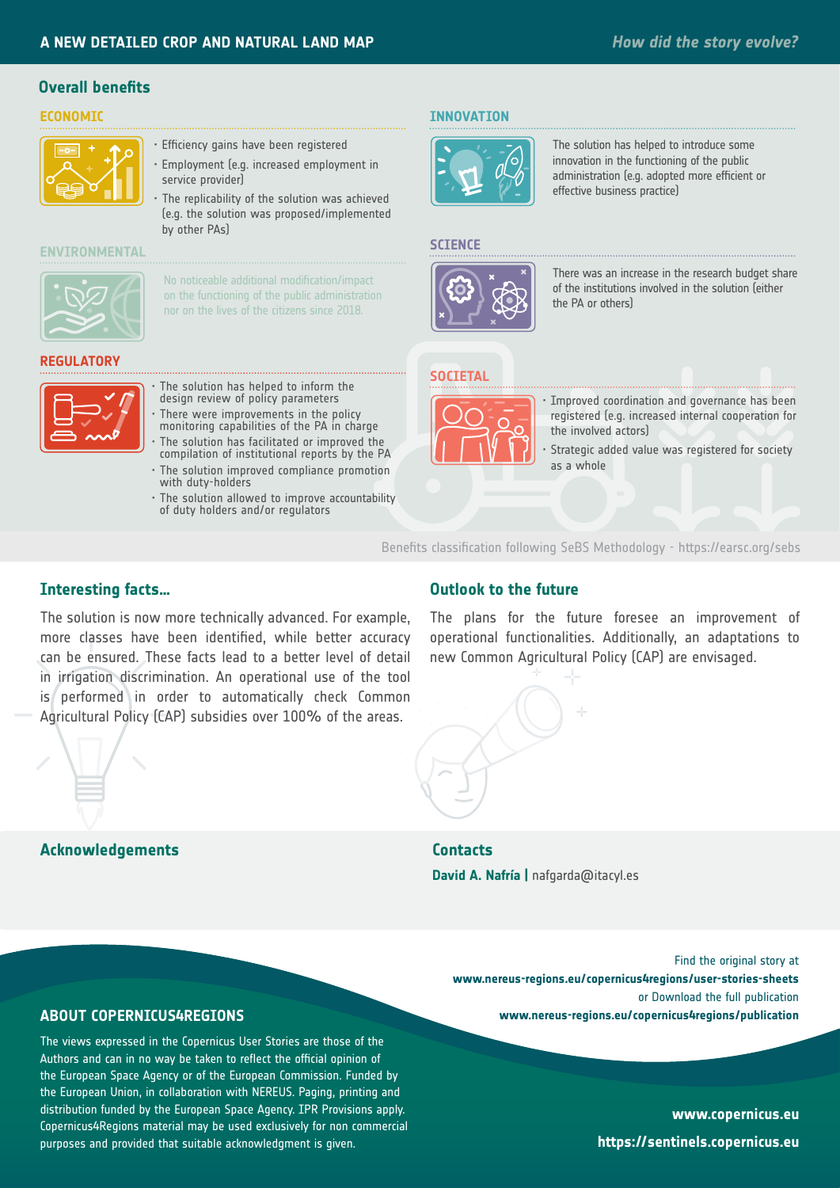## Overall benefits

### ECONOMIC

- Efficiency gains have been registered
- Employment (e.g. increased employment in service provider)
- The replicability of the solution was achieved (e.g. the solution was proposed/implemented by other PAs)

### ENVIRONMENTAL

No noticeable additional modification/impact on the functioning of the public administration nor on the lives of the citizens since 2018.

### REGULATORY

- The solution has helped to inform the design review of policy parameters
- There were improvements in the policy monitoring capabilities of the PA in charge
- The solution has facilitated or improved the compilation of institutional reports by the PA
- The solution improved compliance promotion with duty-holders
- The solution allowed to improve accountability of duty holders and/or regulators

### INNOVATION

The solution has helped to introduce some innovation in the functioning of the public administration (e.g. adopted more efficient or effective business practice)

### SCIENCE

There was an increase in the research budget share of the institutions involved in the solution (either the PA or others)

### SOCIETAL

- Improved coordination and governance has been registered (e.g. increased internal cooperation for the involved actors)
- Strategic added value was registered for society as a whole

Benefits classification following SeBS Methodology - https://earsc.org/sebs

## Interesting facts...

The solution is now more technically advanced. For example, more classes have been identified, while better accuracy can be ensured. These facts lead to a better level of detail in irrigation discrimination. An operational use of the tool is performed in order to automatically check Common Agricultural Policy (CAP) subsidies over 100% of the areas.

## Outlook to the future

The plans for the future foresee an improvement of operational functionalities. Additionally, an adaptations to new Common Agricultural Policy (CAP) are envisaged.

## Acknowledgements

## Contacts

**David A. Nafría** | nafgarda@itacyl.es

Find the original story at
**www.nereus-regions.eu/copernicus4regions/user-stories-sheets**
or Download the full publication
**www.nereus-regions.eu/copernicus4regions/publication**

## ABOUT COPERNICUS4REGIONS

The views expressed in the Copernicus User Stories are those of the Authors and can in no way be taken to reflect the official opinion of the European Space Agency or of the European Commission. Funded by the European Union, in collaboration with NEREUS. Paging, printing and distribution funded by the European Space Agency. IPR Provisions apply. Copernicus4Regions material may be used exclusively for non commercial purposes and provided that suitable acknowledgment is given.

**www.copernicus.eu**
**https://sentinels.copernicus.eu**